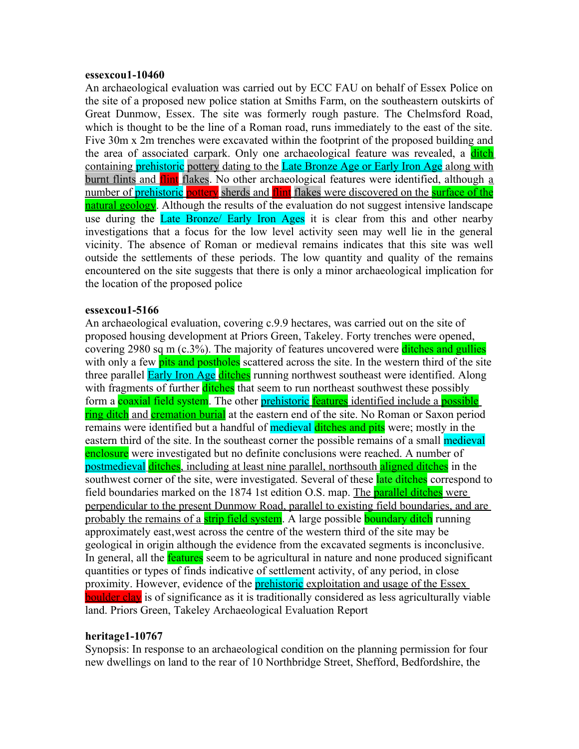**essexcou1-10460**

An archaeological evaluation was carried out by ECC FAU on behalf of Essex Police on the site of a proposed new police station at Smiths Farm, on the southeastern outskirts of Great Dunmow, Essex. The site was formerly rough pasture. The Chelmsford Road, which is thought to be the line of a Roman road, runs immediately to the east of the site. Five 30m x 2m trenches were excavated within the footprint of the proposed building and the area of associated carpark. Only one archaeological feature was revealed, a ditch containing prehistoric pottery dating to the Late Bronze Age or Early Iron Age along with burnt flints and flint flakes. No other archaeological features were identified, although a number of prehistoric pottery sherds and flint flakes were discovered on the surface of the natural geology. Although the results of the evaluation do not suggest intensive landscape use during the Late Bronze/ Early Iron Ages it is clear from this and other nearby investigations that a focus for the low level activity seen may well lie in the general vicinity. The absence of Roman or medieval remains indicates that this site was well outside the settlements of these periods. The low quantity and quality of the remains encountered on the site suggests that there is only a minor archaeological implication for the location of the proposed police

**essexcou1-5166**

An archaeological evaluation, covering c.9.9 hectares, was carried out on the site of proposed housing development at Priors Green, Takeley. Forty trenches were opened, covering 2980 sq m (c.3%). The majority of features uncovered were ditches and gullies with only a few pits and postholes scattered across the site. In the western third of the site three parallel Early Iron Age ditches running northwest southeast were identified. Along with fragments of further ditches that seem to run northeast southwest these possibly form a coaxial field system. The other prehistoric features identified include a possible ring ditch and cremation burial at the eastern end of the site. No Roman or Saxon period remains were identified but a handful of medieval ditches and pits were; mostly in the eastern third of the site. In the southeast corner the possible remains of a small medieval enclosure were investigated but no definite conclusions were reached. A number of postmedieval ditches, including at least nine parallel, northsouth aligned ditches in the southwest corner of the site, were investigated. Several of these late ditches correspond to field boundaries marked on the 1874 1st edition O.S. map. The parallel ditches were perpendicular to the present Dunmow Road, parallel to existing field boundaries, and are probably the remains of a strip field system. A large possible boundary ditch running approximately east,west across the centre of the western third of the site may be geological in origin although the evidence from the excavated segments is inconclusive. In general, all the features seem to be agricultural in nature and none produced significant quantities or types of finds indicative of settlement activity, of any period, in close proximity. However, evidence of the prehistoric exploitation and usage of the Essex boulder clay is of significance as it is traditionally considered as less agriculturally viable land. Priors Green, Takeley Archaeological Evaluation Report

**heritage1-10767**

Synopsis: In response to an archaeological condition on the planning permission for four new dwellings on land to the rear of 10 Northbridge Street, Shefford, Bedfordshire, the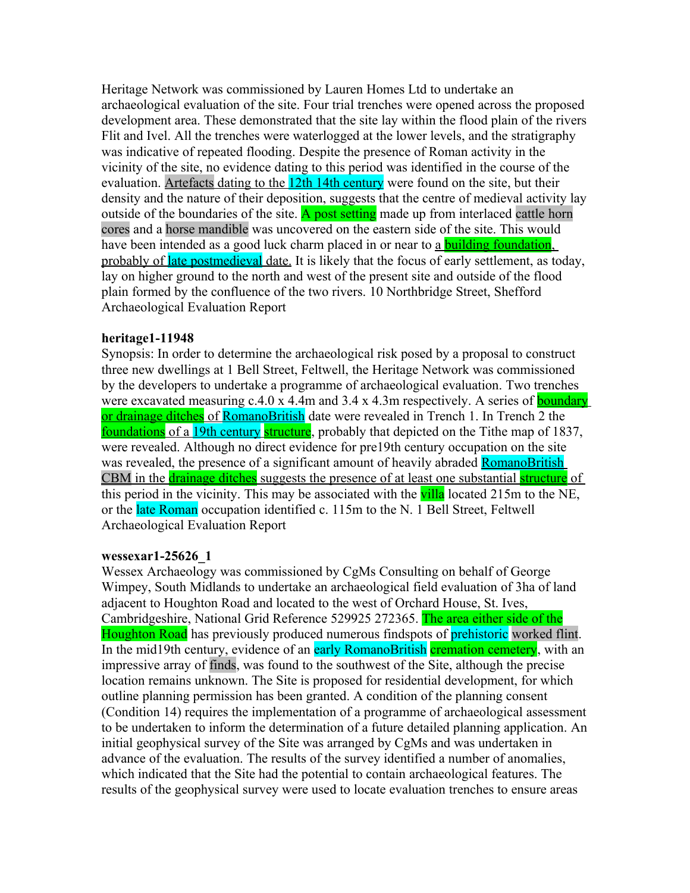Heritage Network was commissioned by Lauren Homes Ltd to undertake an archaeological evaluation of the site. Four trial trenches were opened across the proposed development area. These demonstrated that the site lay within the flood plain of the rivers Flit and Ivel. All the trenches were waterlogged at the lower levels, and the stratigraphy was indicative of repeated flooding. Despite the presence of Roman activity in the vicinity of the site, no evidence dating to this period was identified in the course of the evaluation. Artefacts dating to the 12th 14th century were found on the site, but their density and the nature of their deposition, suggests that the centre of medieval activity lay outside of the boundaries of the site. A post setting made up from interlaced cattle horn cores and a horse mandible was uncovered on the eastern side of the site. This would have been intended as a good luck charm placed in or near to a building foundation, probably of late postmedieval date. It is likely that the focus of early settlement, as today, lay on higher ground to the north and west of the present site and outside of the flood plain formed by the confluence of the two rivers. 10 Northbridge Street, Shefford Archaeological Evaluation Report

**heritage1-11948**

Synopsis: In order to determine the archaeological risk posed by a proposal to construct three new dwellings at 1 Bell Street, Feltwell, the Heritage Network was commissioned by the developers to undertake a programme of archaeological evaluation. Two trenches were excavated measuring c.4.0 x 4.4m and 3.4 x 4.3m respectively. A series of boundary or drainage ditches of RomanoBritish date were revealed in Trench 1. In Trench 2 the foundations of a 19th century structure, probably that depicted on the Tithe map of 1837, were revealed. Although no direct evidence for pre19th century occupation on the site was revealed, the presence of a significant amount of heavily abraded RomanoBritish CBM in the drainage ditches suggests the presence of at least one substantial structure of this period in the vicinity. This may be associated with the villa located 215m to the NE, or the late Roman occupation identified c. 115m to the N. 1 Bell Street, Feltwell Archaeological Evaluation Report

**wessexar1-25626_1**

Wessex Archaeology was commissioned by CgMs Consulting on behalf of George Wimpey, South Midlands to undertake an archaeological field evaluation of 3ha of land adjacent to Houghton Road and located to the west of Orchard House, St. Ives, Cambridgeshire, National Grid Reference 529925 272365. The area either side of the Houghton Road has previously produced numerous findspots of prehistoric worked flint. In the mid19th century, evidence of an early RomanoBritish cremation cemetery, with an impressive array of finds, was found to the southwest of the Site, although the precise location remains unknown. The Site is proposed for residential development, for which outline planning permission has been granted. A condition of the planning consent (Condition 14) requires the implementation of a programme of archaeological assessment to be undertaken to inform the determination of a future detailed planning application. An initial geophysical survey of the Site was arranged by CgMs and was undertaken in advance of the evaluation. The results of the survey identified a number of anomalies, which indicated that the Site had the potential to contain archaeological features. The results of the geophysical survey were used to locate evaluation trenches to ensure areas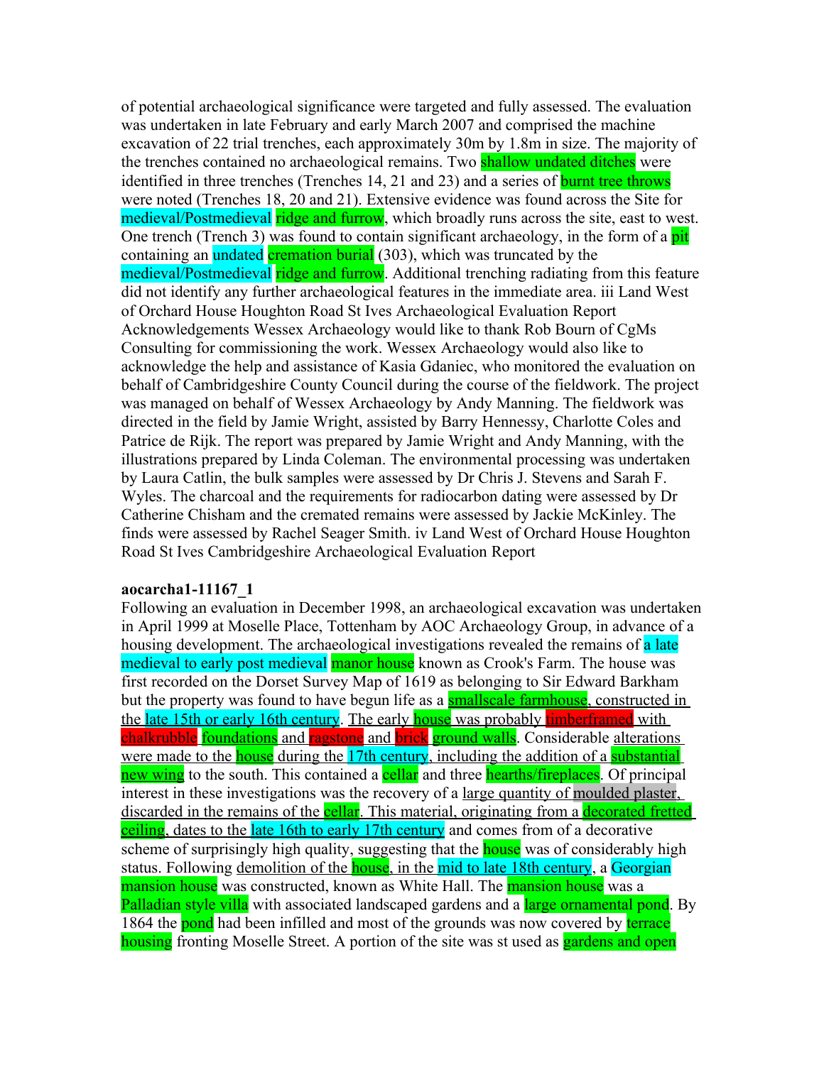of potential archaeological significance were targeted and fully assessed. The evaluation was undertaken in late February and early March 2007 and comprised the machine excavation of 22 trial trenches, each approximately 30m by 1.8m in size. The majority of the trenches contained no archaeological remains. Two shallow undated ditches were identified in three trenches (Trenches 14, 21 and 23) and a series of burnt tree throws were noted (Trenches 18, 20 and 21). Extensive evidence was found across the Site for medieval/Postmedieval ridge and furrow, which broadly runs across the site, east to west. One trench (Trench 3) was found to contain significant archaeology, in the form of a pit containing an undated cremation burial (303), which was truncated by the medieval/Postmedieval ridge and furrow. Additional trenching radiating from this feature did not identify any further archaeological features in the immediate area. iii Land West of Orchard House Houghton Road St Ives Archaeological Evaluation Report Acknowledgements Wessex Archaeology would like to thank Rob Bourn of CgMs Consulting for commissioning the work. Wessex Archaeology would also like to acknowledge the help and assistance of Kasia Gdaniec, who monitored the evaluation on behalf of Cambridgeshire County Council during the course of the fieldwork. The project was managed on behalf of Wessex Archaeology by Andy Manning. The fieldwork was directed in the field by Jamie Wright, assisted by Barry Hennessy, Charlotte Coles and Patrice de Rijk. The report was prepared by Jamie Wright and Andy Manning, with the illustrations prepared by Linda Coleman. The environmental processing was undertaken by Laura Catlin, the bulk samples were assessed by Dr Chris J. Stevens and Sarah F. Wyles. The charcoal and the requirements for radiocarbon dating were assessed by Dr Catherine Chisham and the cremated remains were assessed by Jackie McKinley. The finds were assessed by Rachel Seager Smith. iv Land West of Orchard House Houghton Road St Ives Cambridgeshire Archaeological Evaluation Report

**aocarcha1-11167_1**

Following an evaluation in December 1998, an archaeological excavation was undertaken in April 1999 at Moselle Place, Tottenham by AOC Archaeology Group, in advance of a housing development. The archaeological investigations revealed the remains of a late medieval to early post medieval manor house known as Crook's Farm. The house was first recorded on the Dorset Survey Map of 1619 as belonging to Sir Edward Barkham but the property was found to have begun life as a smallscale farmhouse, constructed in the late 15th or early 16th century. The early house was probably timberframed with chalkrubble foundations and ragstone and brick ground walls. Considerable alterations were made to the house during the 17th century, including the addition of a substantial new wing to the south. This contained a cellar and three hearths/fireplaces. Of principal interest in these investigations was the recovery of a large quantity of moulded plaster, discarded in the remains of the cellar. This material, originating from a decorated fretted ceiling, dates to the late 16th to early 17th century and comes from of a decorative scheme of surprisingly high quality, suggesting that the house was of considerably high status. Following demolition of the house, in the mid to late 18th century, a Georgian mansion house was constructed, known as White Hall. The mansion house was a Palladian style villa with associated landscaped gardens and a large ornamental pond. By 1864 the pond had been infilled and most of the grounds was now covered by terrace housing fronting Moselle Street. A portion of the site was st used as gardens and open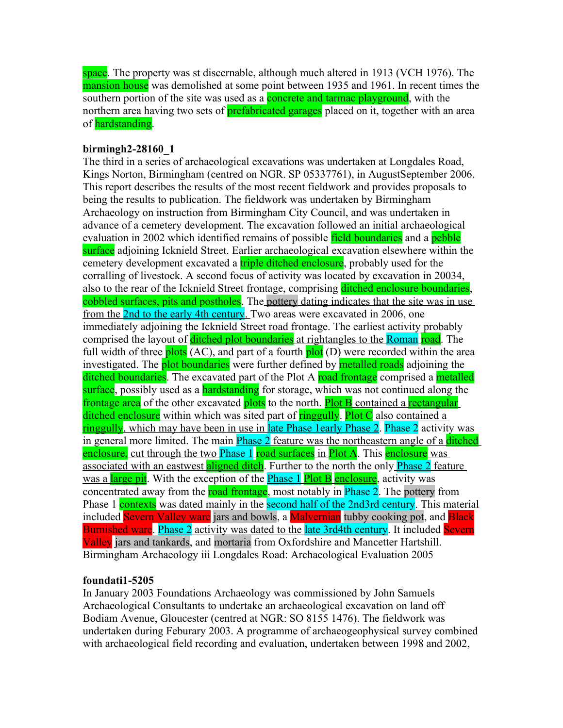space. The property was st discernable, although much altered in 1913 (VCH 1976). The mansion house was demolished at some point between 1935 and 1961. In recent times the southern portion of the site was used as a concrete and tarmac playground, with the northern area having two sets of prefabricated garages placed on it, together with an area of hardstanding.

**birmingh2-28160_1**

The third in a series of archaeological excavations was undertaken at Longdales Road, Kings Norton, Birmingham (centred on NGR. SP 05337761), in AugustSeptember 2006. This report describes the results of the most recent fieldwork and provides proposals to being the results to publication. The fieldwork was undertaken by Birmingham Archaeology on instruction from Birmingham City Council, and was undertaken in advance of a cemetery development. The excavation followed an initial archaeological evaluation in 2002 which identified remains of possible field boundaries and a pebble surface adjoining Icknield Street. Earlier archaeological excavation elsewhere within the cemetery development excavated a triple ditched enclosure, probably used for the corralling of livestock. A second focus of activity was located by excavation in 20034, also to the rear of the Icknield Street frontage, comprising ditched enclosure boundaries, cobbled surfaces, pits and postholes. The pottery dating indicates that the site was in use from the 2nd to the early 4th century. Two areas were excavated in 2006, one immediately adjoining the Icknield Street road frontage. The earliest activity probably comprised the layout of ditched plot boundaries at rightangles to the Roman road. The full width of three plots (AC), and part of a fourth plot (D) were recorded within the area investigated. The plot boundaries were further defined by metalled roads adjoining the ditched boundaries. The excavated part of the Plot A road frontage comprised a metalled surface, possibly used as a hardstanding for storage, which was not continued along the frontage area of the other excavated plots to the north. Plot B contained a rectangular ditched enclosure within which was sited part of ringgully. Plot C also contained a ringgully, which may have been in use in late Phase 1early Phase 2. Phase 2 activity was in general more limited. The main Phase 2 feature was the northeastern angle of a ditched enclosure, cut through the two Phase 1 road surfaces in Plot A. This enclosure was associated with an eastwest aligned ditch. Further to the north the only Phase 2 feature was a large pit. With the exception of the Phase 1 Plot B enclosure, activity was concentrated away from the road frontage, most notably in Phase 2. The pottery from Phase 1 contexts was dated mainly in the second half of the 2nd3rd century. This material included Severn Valley ware jars and bowls, a Malvernian tubby cooking pot, and Black Burnished ware. Phase 2 activity was dated to the late 3rd4th century. It included Severn Valley jars and tankards, and mortaria from Oxfordshire and Mancetter Hartshill. Birmingham Archaeology iii Longdales Road: Archaeological Evaluation 2005

**foundati1-5205**

In January 2003 Foundations Archaeology was commissioned by John Samuels Archaeological Consultants to undertake an archaeological excavation on land off Bodiam Avenue, Gloucester (centred at NGR: SO 8155 1476). The fieldwork was undertaken during Feburary 2003. A programme of archaeogeophysical survey combined with archaeological field recording and evaluation, undertaken between 1998 and 2002,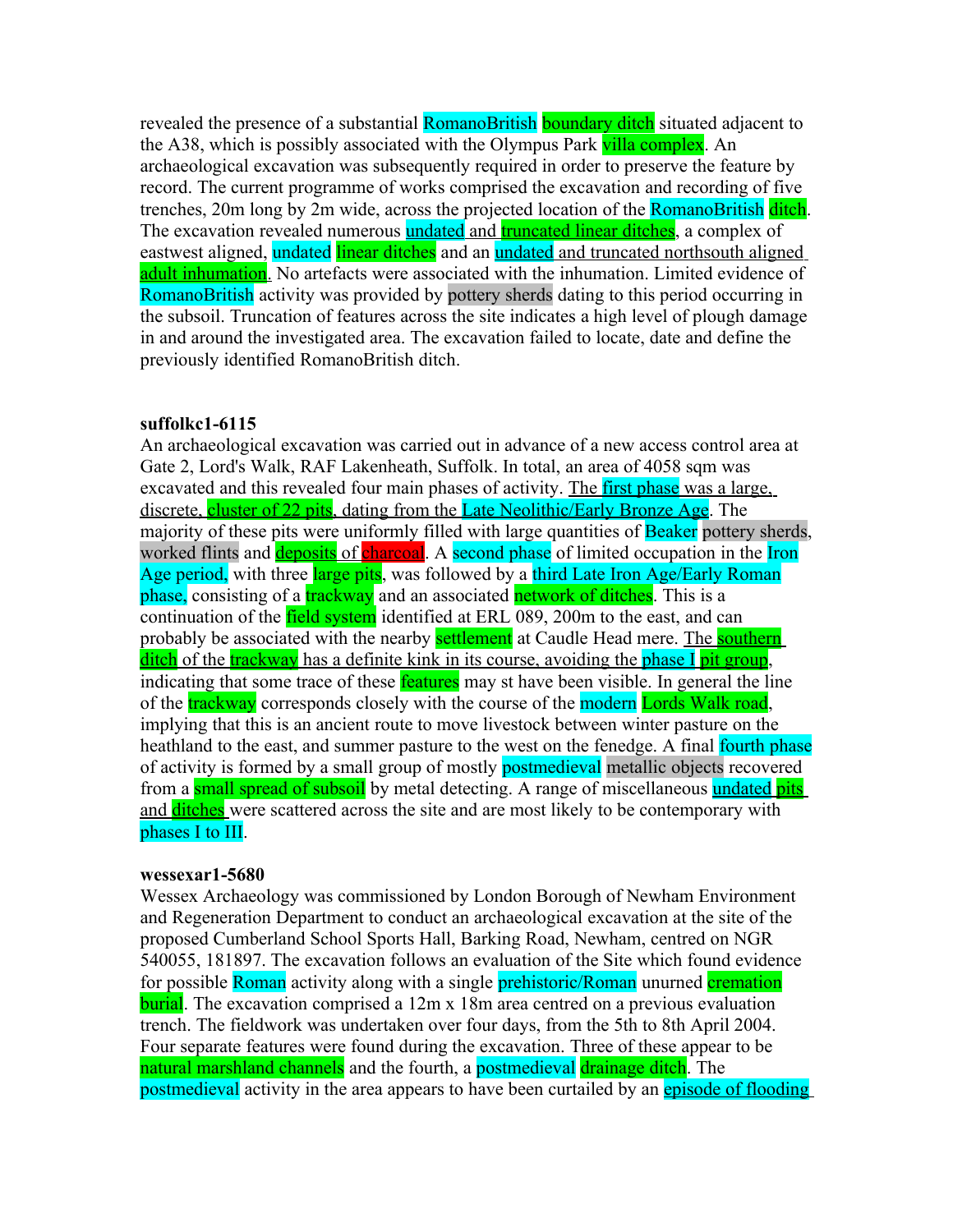revealed the presence of a substantial RomanoBritish boundary ditch situated adjacent to the A38, which is possibly associated with the Olympus Park villa complex. An archaeological excavation was subsequently required in order to preserve the feature by record. The current programme of works comprised the excavation and recording of five trenches, 20m long by 2m wide, across the projected location of the RomanoBritish ditch. The excavation revealed numerous undated and truncated linear ditches, a complex of eastwest aligned, undated linear ditches and an undated and truncated northsouth aligned adult inhumation. No artefacts were associated with the inhumation. Limited evidence of RomanoBritish activity was provided by pottery sherds dating to this period occurring in the subsoil. Truncation of features across the site indicates a high level of plough damage in and around the investigated area. The excavation failed to locate, date and define the previously identified RomanoBritish ditch.

**suffolkc1-6115**

An archaeological excavation was carried out in advance of a new access control area at Gate 2, Lord's Walk, RAF Lakenheath, Suffolk. In total, an area of 4058 sqm was excavated and this revealed four main phases of activity. The first phase was a large, discrete, cluster of 22 pits, dating from the Late Neolithic/Early Bronze Age. The majority of these pits were uniformly filled with large quantities of Beaker pottery sherds, worked flints and deposits of charcoal. A second phase of limited occupation in the Iron Age period, with three large pits, was followed by a third Late Iron Age/Early Roman phase, consisting of a trackway and an associated network of ditches. This is a continuation of the field system identified at ERL 089, 200m to the east, and can probably be associated with the nearby settlement at Caudle Head mere. The southern ditch of the trackway has a definite kink in its course, avoiding the phase I pit group, indicating that some trace of these features may st have been visible. In general the line of the trackway corresponds closely with the course of the modern Lords Walk road, implying that this is an ancient route to move livestock between winter pasture on the heathland to the east, and summer pasture to the west on the fenedge. A final fourth phase of activity is formed by a small group of mostly postmedieval metallic objects recovered from a small spread of subsoil by metal detecting. A range of miscellaneous undated pits and ditches were scattered across the site and are most likely to be contemporary with phases I to III.

**wessexar1-5680**

Wessex Archaeology was commissioned by London Borough of Newham Environment and Regeneration Department to conduct an archaeological excavation at the site of the proposed Cumberland School Sports Hall, Barking Road, Newham, centred on NGR 540055, 181897. The excavation follows an evaluation of the Site which found evidence for possible Roman activity along with a single prehistoric/Roman unurned cremation burial. The excavation comprised a 12m x 18m area centred on a previous evaluation trench. The fieldwork was undertaken over four days, from the 5th to 8th April 2004. Four separate features were found during the excavation. Three of these appear to be natural marshland channels and the fourth, a postmedieval drainage ditch. The postmedieval activity in the area appears to have been curtailed by an episode of flooding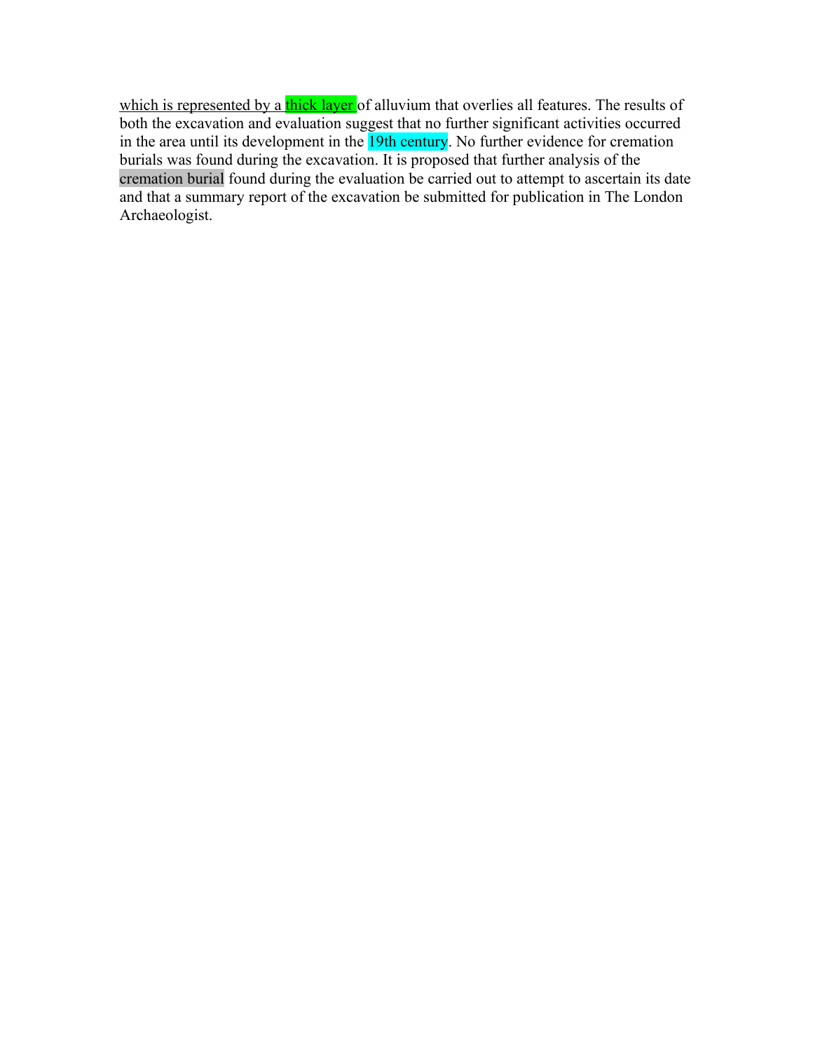which is represented by a thick layer of alluvium that overlies all features. The results of both the excavation and evaluation suggest that no further significant activities occurred in the area until its development in the 19th century. No further evidence for cremation burials was found during the excavation. It is proposed that further analysis of the cremation burial found during the evaluation be carried out to attempt to ascertain its date and that a summary report of the excavation be submitted for publication in The London Archaeologist.